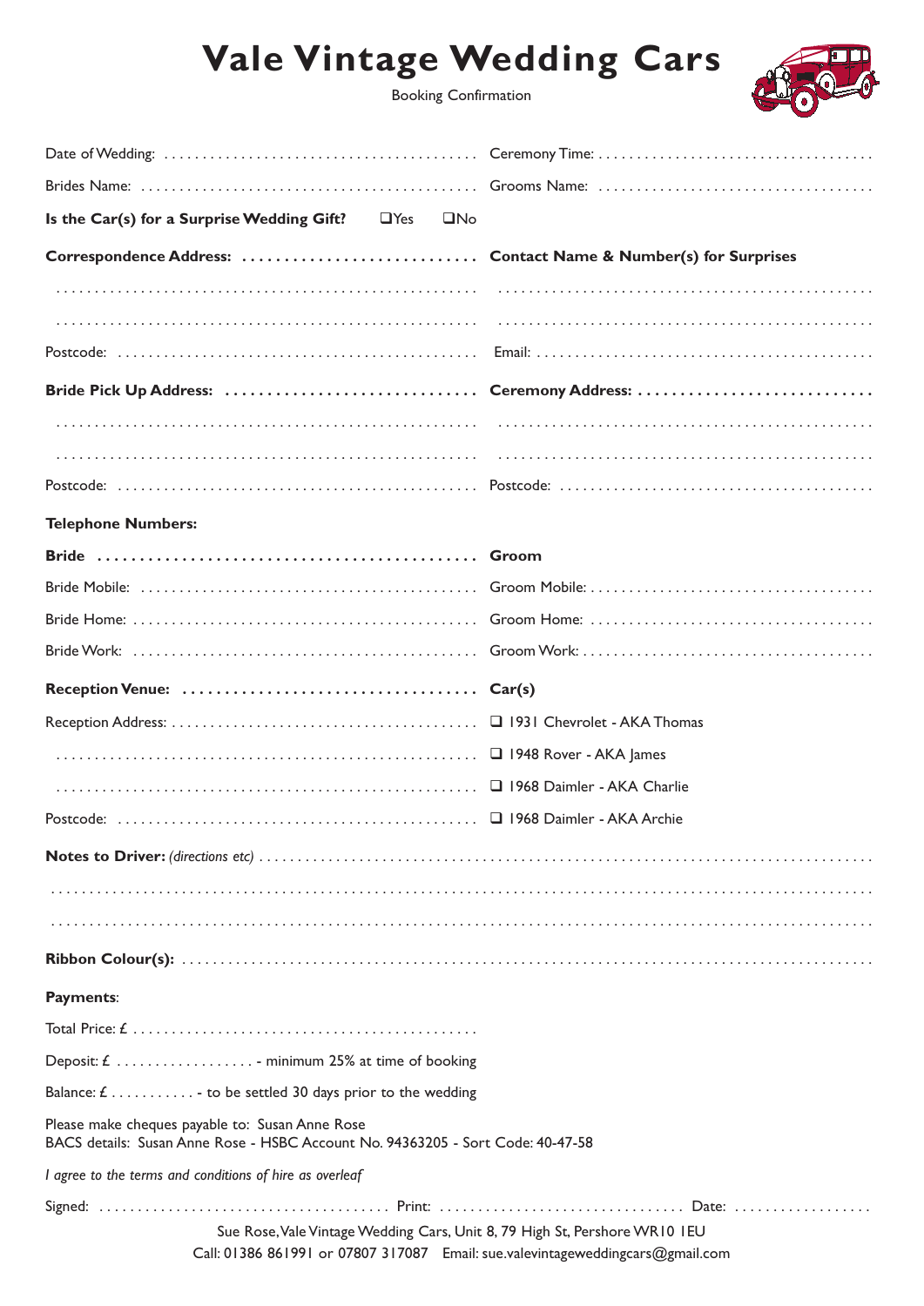# Vale Vintage Wedding Cars

Booking Confirmation

Date of Wedding: ........................................ Ceremony Time: ...................................

Brides Name: ........................................ Grooms Name: ...................................

**Is the Car(s) for a Surprise Wedding Gift?** ☐Yes ☐No

**Correspondence Address:** ...........................

.....................................................

.....................................................

Postcode: ...........................................

**Contact Name & Number(s) for Surprises**

.....................................................

.....................................................

Email: ..............................................

**Bride Pick Up Address:** ...........................

.....................................................

.....................................................

Postcode: ...........................................

**Ceremony Address:** ...........................

.....................................................

.....................................................

Postcode: ...........................................

**Telephone Numbers:**

**Bride** ............................................

Bride Mobile: ...........................................

Bride Home: ...........................................

Bride Work: ...........................................

**Groom**

Groom Mobile: ...........................................

Groom Home: ...........................................

Groom Work: ...........................................

**Reception Venue:** ...........................

Reception Address: ...........................

.....................................................

.....................................................

Postcode: ...........................................

**Car(s)**

- ☐ 1931 Chevrolet - AKA Thomas
- ☐ 1948 Rover - AKA James
- ☐ 1968 Daimler - AKA Charlie
- ☐ 1968 Daimler - AKA Archie

**Notes to Driver:** *(directions etc)* ...........................................

.....................................................

.....................................................

**Ribbon Colour(s):** ...........................................

**Payments**:

Total Price: £ ...........................................

Deposit: £ .................. - minimum 25% at time of booking

Balance: £ ........... - to be settled 30 days prior to the wedding

Please make cheques payable to: Susan Anne Rose
BACS details: Susan Anne Rose - HSBC Account No. 94363205 - Sort Code: 40-47-58

*I agree to the terms and conditions of hire as overleaf*

Signed: .................................... Print: ............................... Date: ..................

Sue Rose, Vale Vintage Wedding Cars, Unit 8, 79 High St, Pershore WR10 1EU
Call: 01386 861991 or 07807 317087 Email: sue.valevintageweddingcars@gmail.com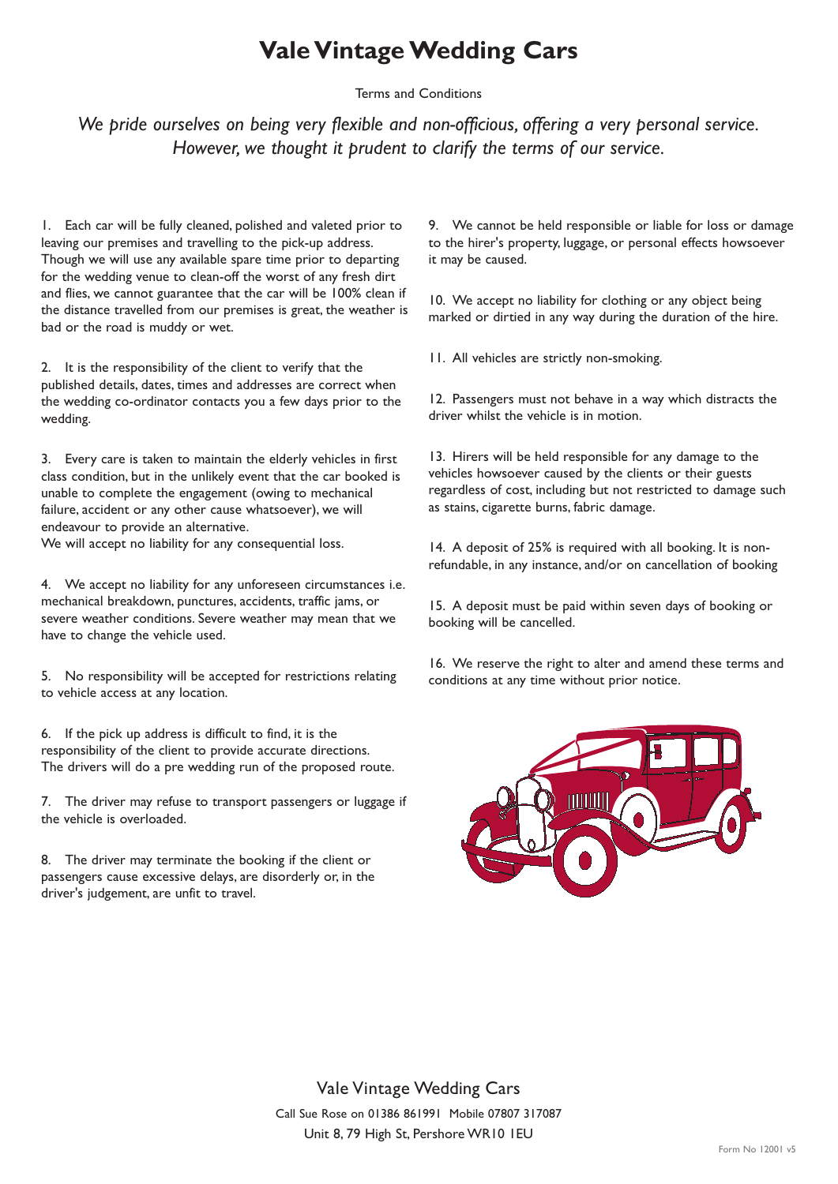# Vale Vintage Wedding Cars

Terms and Conditions

*We pride ourselves on being very flexible and non-officious, offering a very personal service. However, we thought it prudent to clarify the terms of our service.*

1. Each car will be fully cleaned, polished and valeted prior to leaving our premises and travelling to the pick-up address. Though we will use any available spare time prior to departing for the wedding venue to clean-off the worst of any fresh dirt and flies, we cannot guarantee that the car will be 100% clean if the distance travelled from our premises is great, the weather is bad or the road is muddy or wet.

2. It is the responsibility of the client to verify that the published details, dates, times and addresses are correct when the wedding co-ordinator contacts you a few days prior to the wedding.

3. Every care is taken to maintain the elderly vehicles in first class condition, but in the unlikely event that the car booked is unable to complete the engagement (owing to mechanical failure, accident or any other cause whatsoever), we will endeavour to provide an alternative.
We will accept no liability for any consequential loss.

4. We accept no liability for any unforeseen circumstances i.e. mechanical breakdown, punctures, accidents, traffic jams, or severe weather conditions. Severe weather may mean that we have to change the vehicle used.

5. No responsibility will be accepted for restrictions relating to vehicle access at any location.

6. If the pick up address is difficult to find, it is the responsibility of the client to provide accurate directions. The drivers will do a pre wedding run of the proposed route.

7. The driver may refuse to transport passengers or luggage if the vehicle is overloaded.

8. The driver may terminate the booking if the client or passengers cause excessive delays, are disorderly or, in the driver's judgement, are unfit to travel.

9. We cannot be held responsible or liable for loss or damage to the hirer's property, luggage, or personal effects howsoever it may be caused.

10. We accept no liability for clothing or any object being marked or dirtied in any way during the duration of the hire.

11. All vehicles are strictly non-smoking.

12. Passengers must not behave in a way which distracts the driver whilst the vehicle is in motion.

13. Hirers will be held responsible for any damage to the vehicles howsoever caused by the clients or their guests regardless of cost, including but not restricted to damage such as stains, cigarette burns, fabric damage.

14. A deposit of 25% is required with all booking. It is non-refundable, in any instance, and/or on cancellation of booking

15. A deposit must be paid within seven days of booking or booking will be cancelled.

16. We reserve the right to alter and amend these terms and conditions at any time without prior notice.

Vale Vintage Wedding Cars

Call Sue Rose on 01386 861991 Mobile 07807 317087

Unit 8, 79 High St, Pershore WR10 1EU

Form No 12001 v5